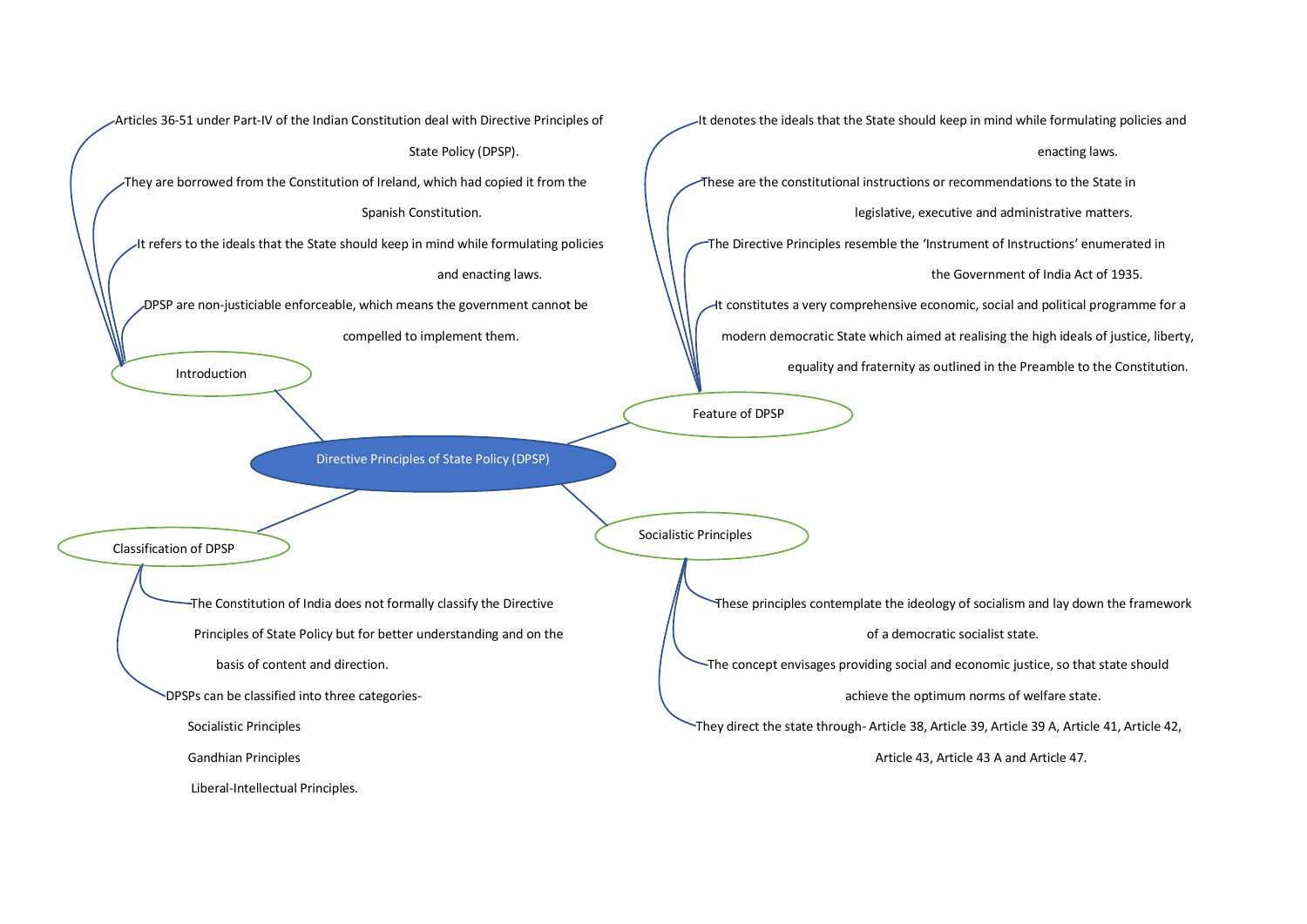# Directive Principles of State Policy (DPSP)

## Introduction

- Articles 36-51 under Part-IV of the Indian Constitution deal with Directive Principles of State Policy (DPSP).
- They are borrowed from the Constitution of Ireland, which had copied it from the Spanish Constitution.
- It refers to the ideals that the State should keep in mind while formulating policies and enacting laws.
- DPSP are non-justiciable enforceable, which means the government cannot be compelled to implement them.

## Feature of DPSP

- It denotes the ideals that the State should keep in mind while formulating policies and enacting laws.
- These are the constitutional instructions or recommendations to the State in legislative, executive and administrative matters.
- The Directive Principles resemble the 'Instrument of Instructions' enumerated in the Government of India Act of 1935.
- It constitutes a very comprehensive economic, social and political programme for a modern democratic State which aimed at realising the high ideals of justice, liberty, equality and fraternity as outlined in the Preamble to the Constitution.

## Classification of DPSP

- The Constitution of India does not formally classify the Directive Principles of State Policy but for better understanding and on the basis of content and direction.
- DPSPs can be classified into three categories-
  - Socialistic Principles
  - Gandhian Principles
  - Liberal-Intellectual Principles.

## Socialistic Principles

- These principles contemplate the ideology of socialism and lay down the framework of a democratic socialist state.
- The concept envisages providing social and economic justice, so that state should achieve the optimum norms of welfare state.
- They direct the state through- Article 38, Article 39, Article 39 A, Article 41, Article 42, Article 43, Article 43 A and Article 47.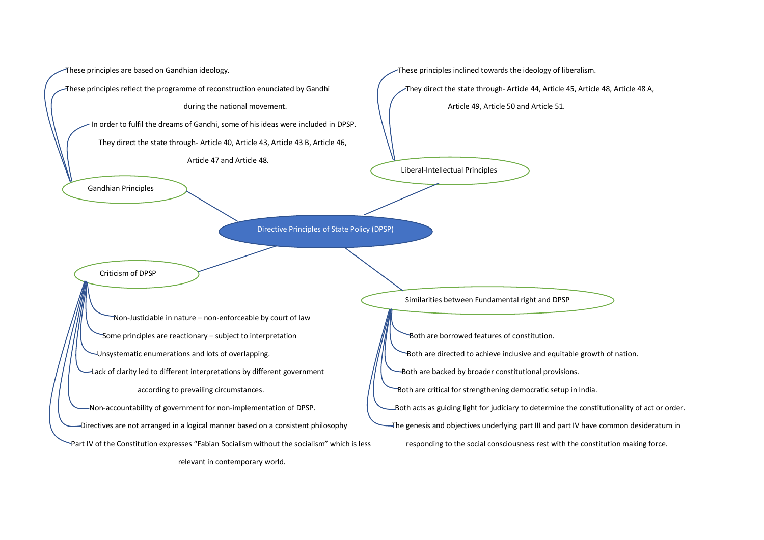# Directive Principles of State Policy (DPSP)

## Gandhian Principles

- These principles are based on Gandhian ideology.
- These principles reflect the programme of reconstruction enunciated by Gandhi during the national movement.
- In order to fulfil the dreams of Gandhi, some of his ideas were included in DPSP. They direct the state through- Article 40, Article 43, Article 43 B, Article 46, Article 47 and Article 48.

## Liberal-Intellectual Principles

- These principles inclined towards the ideology of liberalism.
- They direct the state through- Article 44, Article 45, Article 48, Article 48 A, Article 49, Article 50 and Article 51.

## Criticism of DPSP

- Non-Justiciable in nature – non-enforceable by court of law
- Some principles are reactionary – subject to interpretation
- Unsystematic enumerations and lots of overlapping.
- Lack of clarity led to different interpretations by different government according to prevailing circumstances.
- Non-accountability of government for non-implementation of DPSP.
- Directives are not arranged in a logical manner based on a consistent philosophy
- Part IV of the Constitution expresses "Fabian Socialism without the socialism" which is less relevant in contemporary world.

## Similarities between Fundamental right and DPSP

- Both are borrowed features of constitution.
- Both are directed to achieve inclusive and equitable growth of nation.
- Both are backed by broader constitutional provisions.
- Both are critical for strengthening democratic setup in India.
- Both acts as guiding light for judiciary to determine the constitutionality of act or order.
- The genesis and objectives underlying part III and part IV have common desideratum in responding to the social consciousness rest with the constitution making force.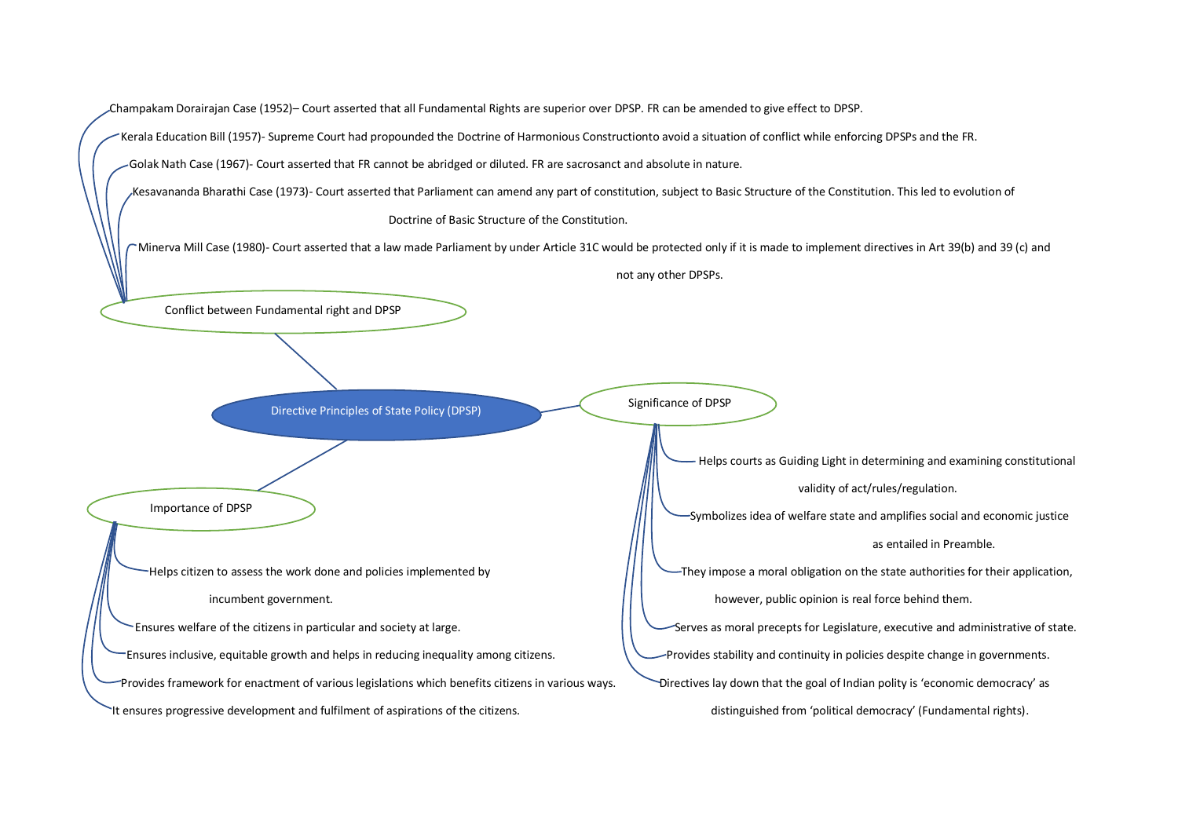# Directive Principles of State Policy (DPSP)

## Conflict between Fundamental right and DPSP

- Champakam Dorairajan Case (1952)– Court asserted that all Fundamental Rights are superior over DPSP. FR can be amended to give effect to DPSP.
- Kerala Education Bill (1957)- Supreme Court had propounded the Doctrine of Harmonious Constructionto avoid a situation of conflict while enforcing DPSPs and the FR.
- Golak Nath Case (1967)- Court asserted that FR cannot be abridged or diluted. FR are sacrosanct and absolute in nature.
- Kesavananda Bharathi Case (1973)- Court asserted that Parliament can amend any part of constitution, subject to Basic Structure of the Constitution. This led to evolution of Doctrine of Basic Structure of the Constitution.
- Minerva Mill Case (1980)- Court asserted that a law made Parliament by under Article 31C would be protected only if it is made to implement directives in Art 39(b) and 39 (c) and not any other DPSPs.

## Significance of DPSP

- Helps courts as Guiding Light in determining and examining constitutional validity of act/rules/regulation.
- Symbolizes idea of welfare state and amplifies social and economic justice as entailed in Preamble.
- They impose a moral obligation on the state authorities for their application, however, public opinion is real force behind them.
- Serves as moral precepts for Legislature, executive and administrative of state.
- Provides stability and continuity in policies despite change in governments.
- Directives lay down that the goal of Indian polity is 'economic democracy' as distinguished from 'political democracy' (Fundamental rights).

## Importance of DPSP

- Helps citizen to assess the work done and policies implemented by incumbent government.
- Ensures welfare of the citizens in particular and society at large.
- Ensures inclusive, equitable growth and helps in reducing inequality among citizens.
- Provides framework for enactment of various legislations which benefits citizens in various ways.
- It ensures progressive development and fulfilment of aspirations of the citizens.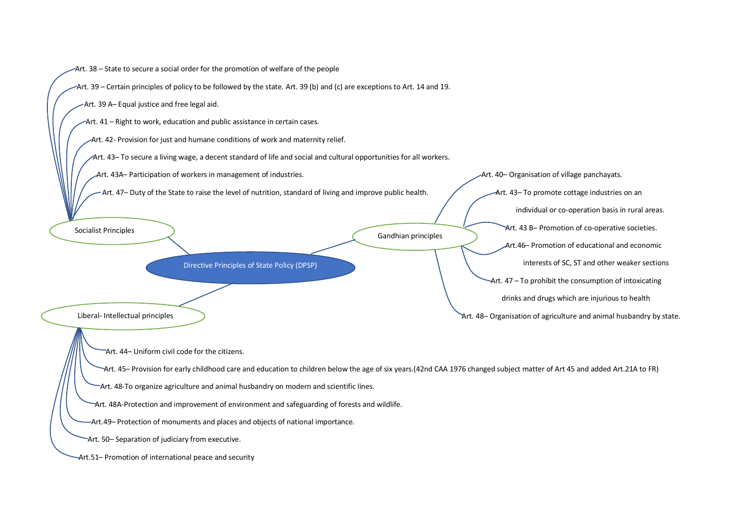# Directive Principles of State Policy (DPSP)

## Socialist Principles

- Art. 38 – State to secure a social order for the promotion of welfare of the people
- Art. 39 – Certain principles of policy to be followed by the state. Art. 39 (b) and (c) are exceptions to Art. 14 and 19.
- Art. 39 A– Equal justice and free legal aid.
- Art. 41 – Right to work, education and public assistance in certain cases.
- Art. 42- Provision for just and humane conditions of work and maternity relief.
- Art. 43– To secure a living wage, a decent standard of life and social and cultural opportunities for all workers.
- Art. 43A– Participation of workers in management of industries.
- Art. 47– Duty of the State to raise the level of nutrition, standard of living and improve public health.

## Gandhian principles

- Art. 40– Organisation of village panchayats.
- Art. 43– To promote cottage industries on an individual or co-operation basis in rural areas.
- Art. 43 B– Promotion of co-operative societies.
- Art.46– Promotion of educational and economic interests of SC, ST and other weaker sections
- Art. 47 – To prohibit the consumption of intoxicating drinks and drugs which are injurious to health
- Art. 48– Organisation of agriculture and animal husbandry by state.

## Liberal- Intellectual principles

- Art. 44– Uniform civil code for the citizens.
- Art. 45– Provision for early childhood care and education to children below the age of six years.(42nd CAA 1976 changed subject matter of Art 45 and added Art.21A to FR)
- Art. 48-To organize agriculture and animal husbandry on modern and scientific lines.
- Art. 48A-Protection and improvement of environment and safeguarding of forests and wildlife.
- Art.49– Protection of monuments and places and objects of national importance.
- Art. 50– Separation of judiciary from executive.
- Art.51– Promotion of international peace and security